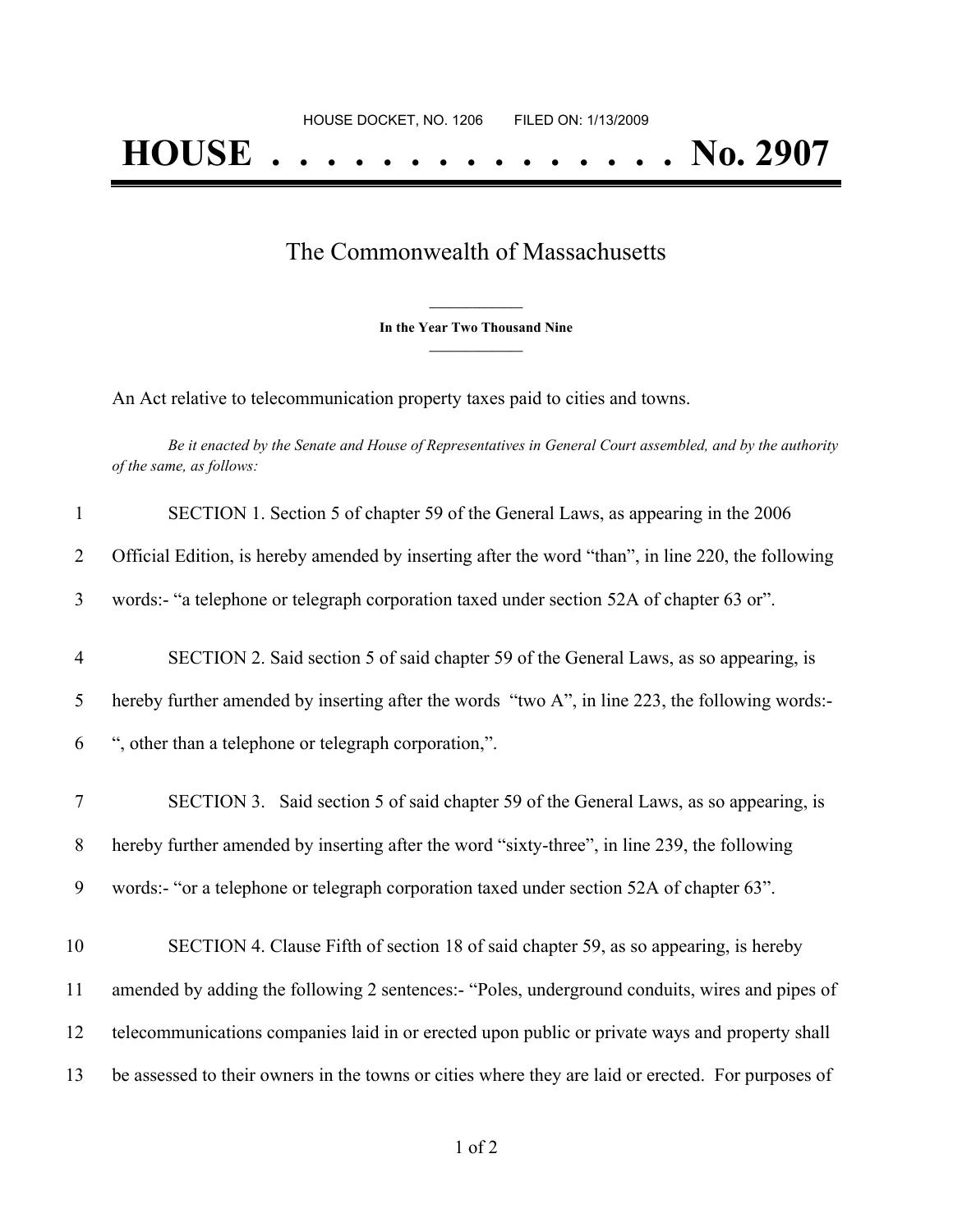HOUSE DOCKET, NO. 1206 FILED ON: 1/13/2009

# HOUSE . . . . . . . . . . . . . . . No. 2907

## The Commonwealth of Massachusetts

**In the Year Two Thousand Nine**

An Act relative to telecommunication property taxes paid to cities and towns.

*Be it enacted by the Senate and House of Representatives in General Court assembled, and by the authority of the same, as follows:*

1 SECTION 1. Section 5 of chapter 59 of the General Laws, as appearing in the 2006
2 Official Edition, is hereby amended by inserting after the word "than", in line 220, the following
3 words:- "a telephone or telegraph corporation taxed under section 52A of chapter 63 or".

4 SECTION 2. Said section 5 of said chapter 59 of the General Laws, as so appearing, is
5 hereby further amended by inserting after the words "two A", in line 223, the following words:-
6 ", other than a telephone or telegraph corporation,".

7 SECTION 3. Said section 5 of said chapter 59 of the General Laws, as so appearing, is
8 hereby further amended by inserting after the word "sixty-three", in line 239, the following
9 words:- "or a telephone or telegraph corporation taxed under section 52A of chapter 63".

10 SECTION 4. Clause Fifth of section 18 of said chapter 59, as so appearing, is hereby
11 amended by adding the following 2 sentences:- "Poles, underground conduits, wires and pipes of
12 telecommunications companies laid in or erected upon public or private ways and property shall
13 be assessed to their owners in the towns or cities where they are laid or erected. For purposes of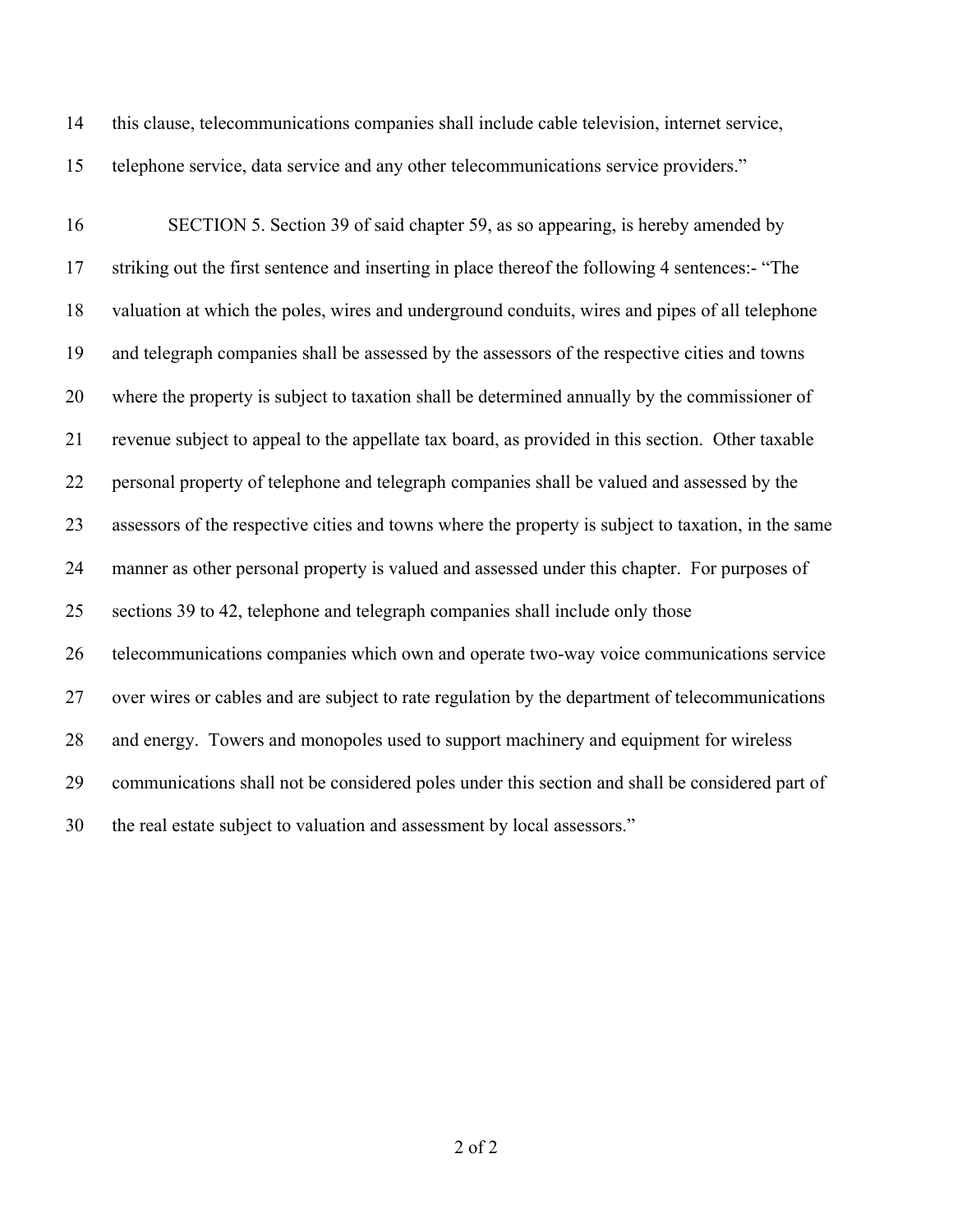this clause, telecommunications companies shall include cable television, internet service, telephone service, data service and any other telecommunications service providers."

SECTION 5. Section 39 of said chapter 59, as so appearing, is hereby amended by striking out the first sentence and inserting in place thereof the following 4 sentences:- "The valuation at which the poles, wires and underground conduits, wires and pipes of all telephone and telegraph companies shall be assessed by the assessors of the respective cities and towns where the property is subject to taxation shall be determined annually by the commissioner of revenue subject to appeal to the appellate tax board, as provided in this section. Other taxable personal property of telephone and telegraph companies shall be valued and assessed by the assessors of the respective cities and towns where the property is subject to taxation, in the same manner as other personal property is valued and assessed under this chapter. For purposes of sections 39 to 42, telephone and telegraph companies shall include only those telecommunications companies which own and operate two-way voice communications service over wires or cables and are subject to rate regulation by the department of telecommunications and energy. Towers and monopoles used to support machinery and equipment for wireless communications shall not be considered poles under this section and shall be considered part of the real estate subject to valuation and assessment by local assessors."